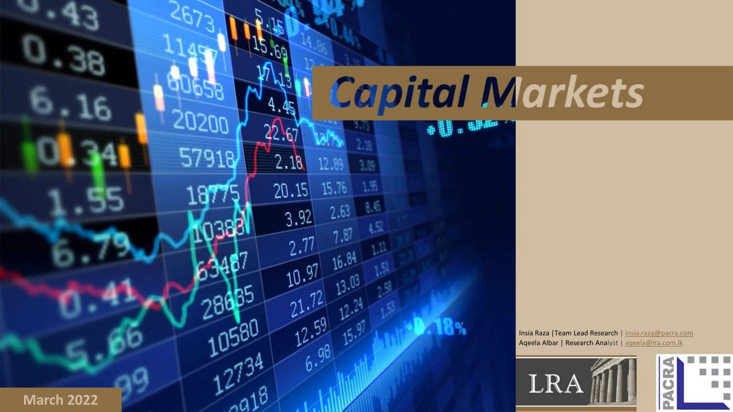# Capital Markets

Insia Raza | Team Lead Research | insia.raza@pacra.com

Aqeela Albar | Research Analyst | aqeela@lra.com.lk

LRA

PACRA

March 2022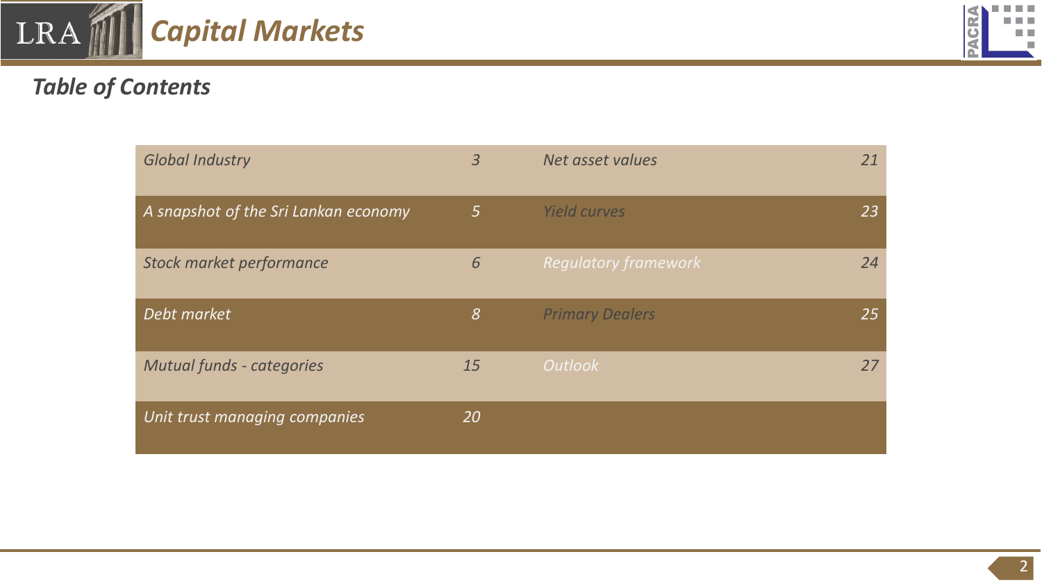# Capital Markets

## Table of Contents

| | | | |
|---|---|---|---|
| *Global Industry* | *3* | *Net asset values* | *21* |
| *A snapshot of the Sri Lankan economy* | *5* | *Yield curves* | *23* |
| *Stock market performance* | *6* | *Regulatory framework* | *24* |
| *Debt market* | *8* | *Primary Dealers* | *25* |
| *Mutual funds - categories* | *15* | *Outlook* | *27* |
| *Unit trust managing companies* | *20* | | |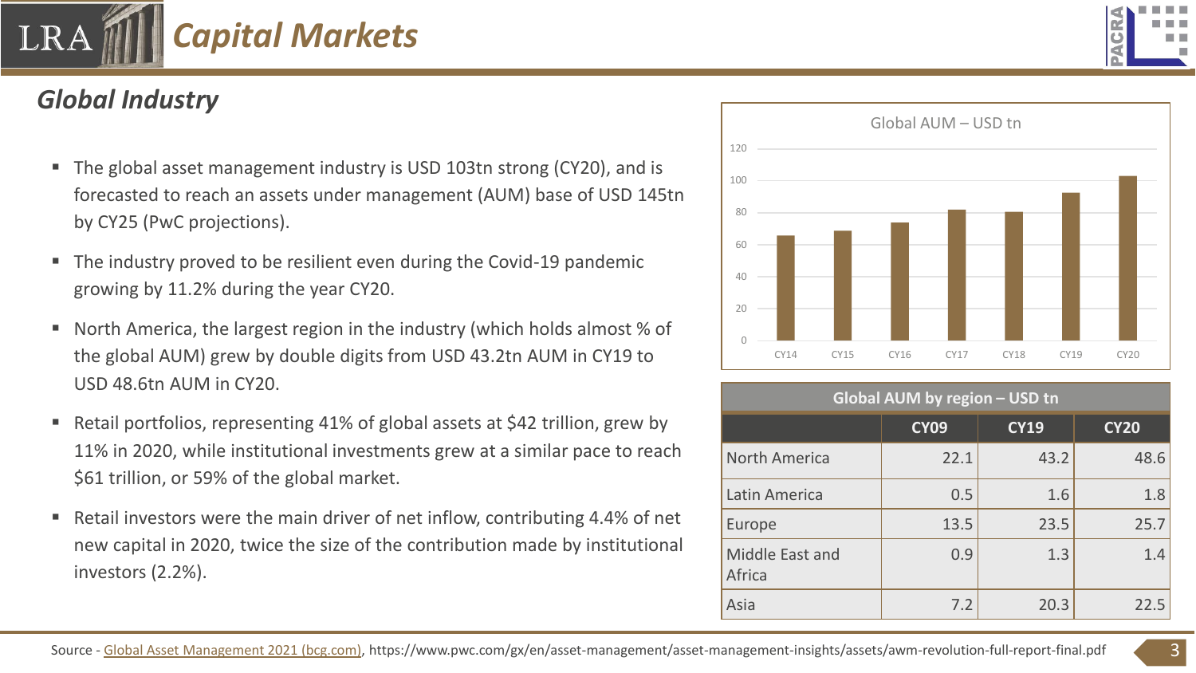# Capital Markets

## Global Industry

- The global asset management industry is USD 103tn strong (CY20), and is forecasted to reach an assets under management (AUM) base of USD 145tn by CY25 (PwC projections).
- The industry proved to be resilient even during the Covid-19 pandemic growing by 11.2% during the year CY20.
- North America, the largest region in the industry (which holds almost % of the global AUM) grew by double digits from USD 43.2tn AUM in CY19 to USD 48.6tn AUM in CY20.
- Retail portfolios, representing 41% of global assets at $42 trillion, grew by 11% in 2020, while institutional investments grew at a similar pace to reach $61 trillion, or 59% of the global market.
- Retail investors were the main driver of net inflow, contributing 4.4% of net new capital in 2020, twice the size of the contribution made by institutional investors (2.2%).

Global AUM – USD tn

| CY14 | CY15 | CY16 | CY17 | CY18 | CY19 | CY20 |
|---|---|---|---|---|---|---|

**Global AUM by region – USD tn**

| | CY09 | CY19 | CY20 |
|---|---|---|---|
| North America | 22.1 | 43.2 | 48.6 |
| Latin America | 0.5 | 1.6 | 1.8 |
| Europe | 13.5 | 23.5 | 25.7 |
| Middle East and Africa | 0.9 | 1.3 | 1.4 |
| Asia | 7.2 | 20.3 | 22.5 |

Source - Global Asset Management 2021 (bcg.com), https://www.pwc.com/gx/en/asset-management/asset-management-insights/assets/awm-revolution-full-report-final.pdf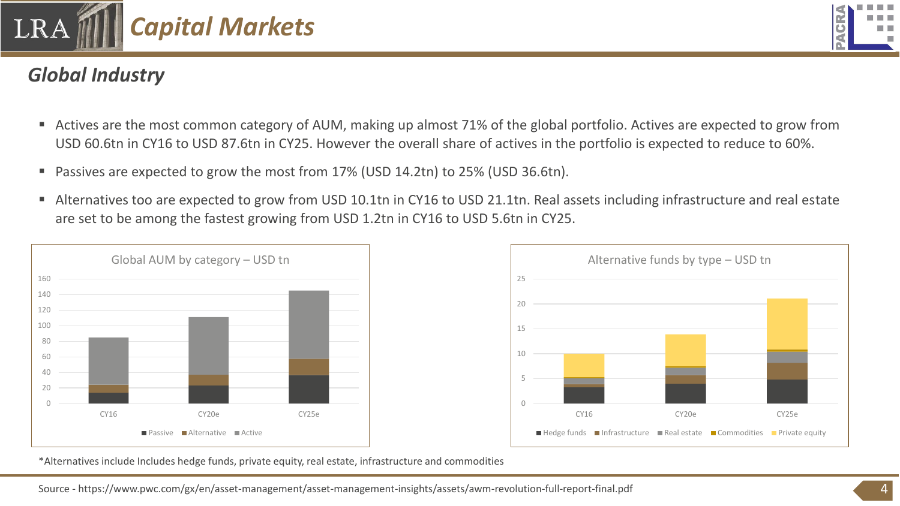# Capital Markets

## Global Industry

- Actives are the most common category of AUM, making up almost 71% of the global portfolio. Actives are expected to grow from USD 60.6tn in CY16 to USD 87.6tn in CY25. However the overall share of actives in the portfolio is expected to reduce to 60%.
- Passives are expected to grow the most from 17% (USD 14.2tn) to 25% (USD 36.6tn).
- Alternatives too are expected to grow from USD 10.1tn in CY16 to USD 21.1tn. Real assets including infrastructure and real estate are set to be among the fastest growing from USD 1.2tn in CY16 to USD 5.6tn in CY25.

Global AUM by category – USD tn

Alternative funds by type – USD tn

*Alternatives include Includes hedge funds, private equity, real estate, infrastructure and commodities

Source - https://www.pwc.com/gx/en/asset-management/asset-management-insights/assets/awm-revolution-full-report-final.pdf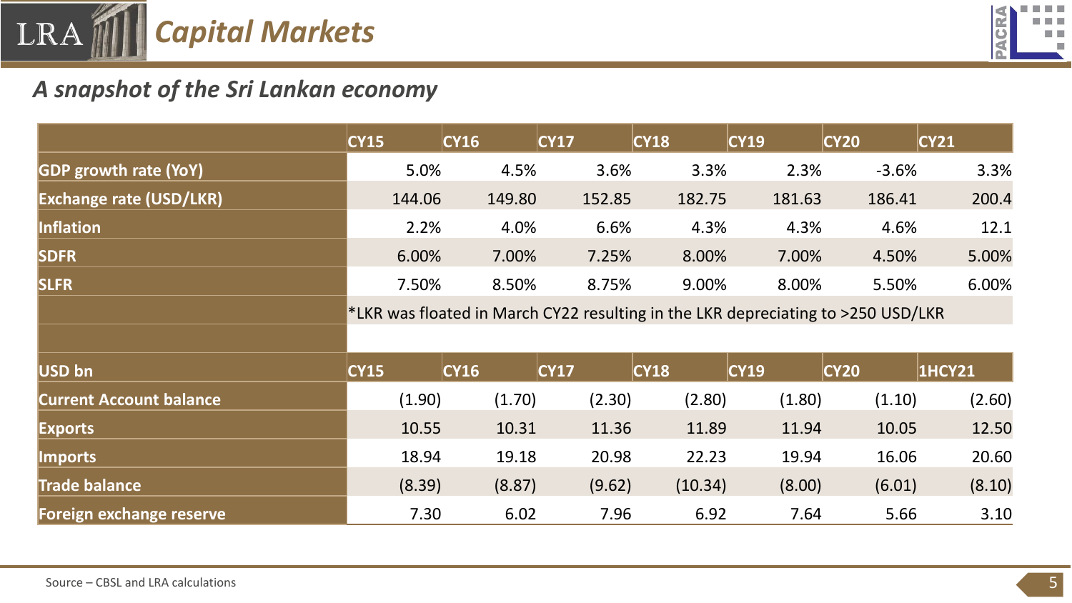# Capital Markets

## *A snapshot of the Sri Lankan economy*

| | CY15 | CY16 | CY17 | CY18 | CY19 | CY20 | CY21 |
|---|---|---|---|---|---|---|---|
| GDP growth rate (YoY) | 5.0% | 4.5% | 3.6% | 3.3% | 2.3% | -3.6% | 3.3% |
| Exchange rate (USD/LKR) | 144.06 | 149.80 | 152.85 | 182.75 | 181.63 | 186.41 | 200.4 |
| Inflation | 2.2% | 4.0% | 6.6% | 4.3% | 4.3% | 4.6% | 12.1 |
| SDFR | 6.00% | 7.00% | 7.25% | 8.00% | 7.00% | 4.50% | 5.00% |
| SLFR | 7.50% | 8.50% | 8.75% | 9.00% | 8.00% | 5.50% | 6.00% |
| | *LKR was floated in March CY22 resulting in the LKR depreciating to >250 USD/LKR | | | | | | |

| USD bn | CY15 | CY16 | CY17 | CY18 | CY19 | CY20 | 1HCY21 |
|---|---|---|---|---|---|---|---|
| Current Account balance | (1.90) | (1.70) | (2.30) | (2.80) | (1.80) | (1.10) | (2.60) |
| Exports | 10.55 | 10.31 | 11.36 | 11.89 | 11.94 | 10.05 | 12.50 |
| Imports | 18.94 | 19.18 | 20.98 | 22.23 | 19.94 | 16.06 | 20.60 |
| Trade balance | (8.39) | (8.87) | (9.62) | (10.34) | (8.00) | (6.01) | (8.10) |
| Foreign exchange reserve | 7.30 | 6.02 | 7.96 | 6.92 | 7.64 | 5.66 | 3.10 |

Source – CBSL and LRA calculations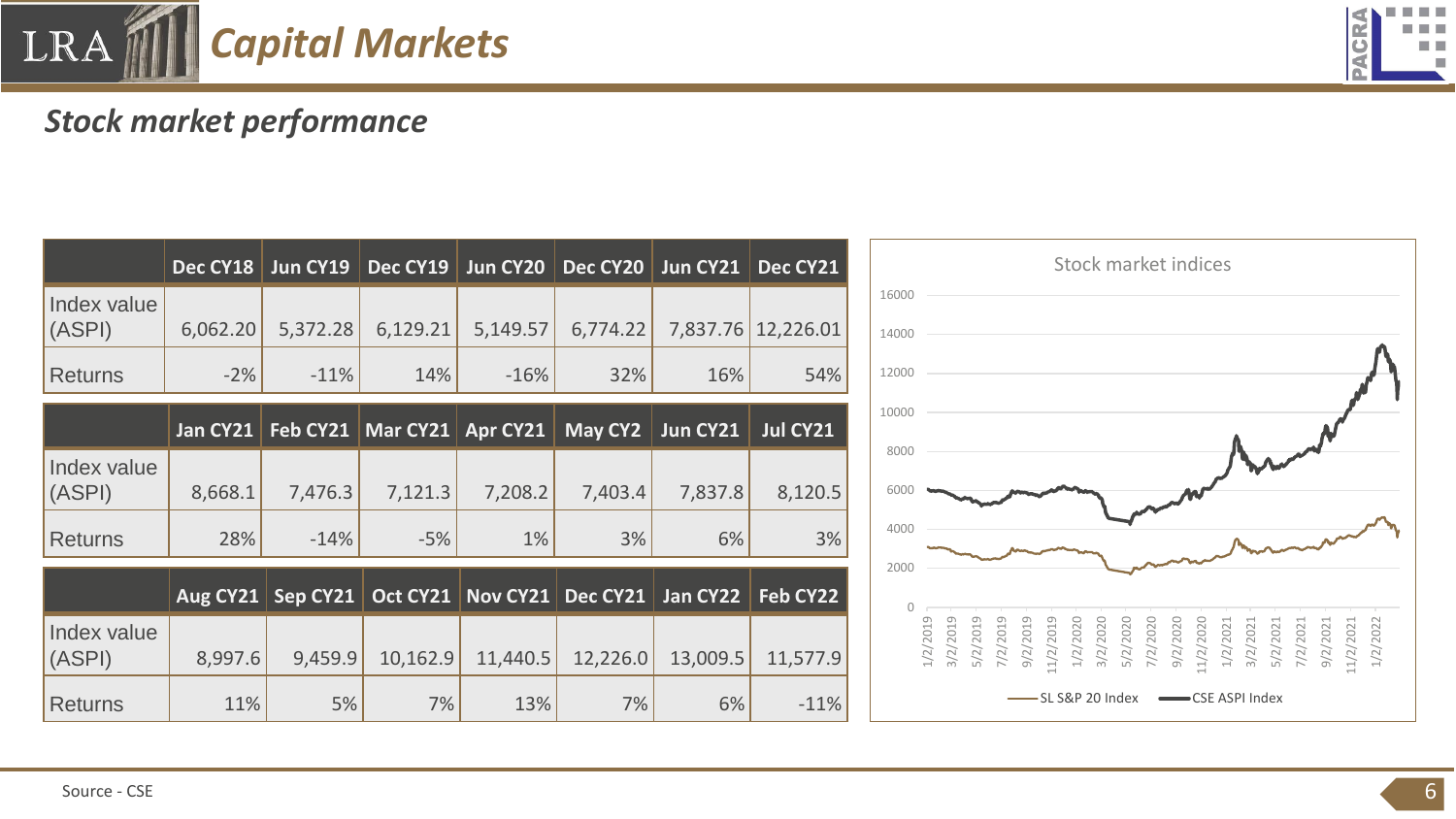# Capital Markets

## Stock market performance

| | Dec CY18 | Jun CY19 | Dec CY19 | Jun CY20 | Dec CY20 | Jun CY21 | Dec CY21 |
|---|---|---|---|---|---|---|---|
| Index value (ASPI) | 6,062.20 | 5,372.28 | 6,129.21 | 5,149.57 | 6,774.22 | 7,837.76 | 12,226.01 |
| Returns | -2% | -11% | 14% | -16% | 32% | 16% | 54% |

| | Jan CY21 | Feb CY21 | Mar CY21 | Apr CY21 | May CY2 | Jun CY21 | Jul CY21 |
|---|---|---|---|---|---|---|---|
| Index value (ASPI) | 8,668.1 | 7,476.3 | 7,121.3 | 7,208.2 | 7,403.4 | 7,837.8 | 8,120.5 |
| Returns | 28% | -14% | -5% | 1% | 3% | 6% | 3% |

| | Aug CY21 | Sep CY21 | Oct CY21 | Nov CY21 | Dec CY21 | Jan CY22 | Feb CY22 |
|---|---|---|---|---|---|---|---|
| Index value (ASPI) | 8,997.6 | 9,459.9 | 10,162.9 | 11,440.5 | 12,226.0 | 13,009.5 | 11,577.9 |
| Returns | 11% | 5% | 7% | 13% | 7% | 6% | -11% |

Stock market indices

(Chart: SL S&P 20 Index; CSE ASPI Index; 1/2/2019 – 1/2/2022)

Source - CSE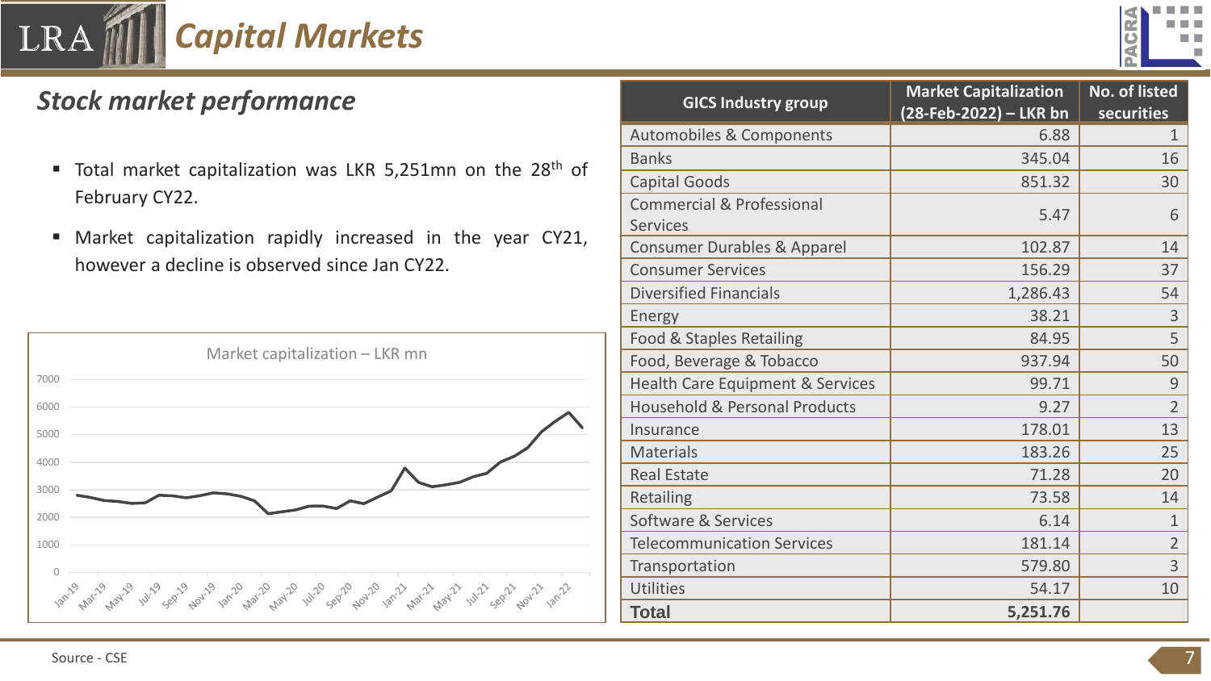# Capital Markets

## Stock market performance

- Total market capitalization was LKR 5,251mn on the 28th of February CY22.
- Market capitalization rapidly increased in the year CY21, however a decline is observed since Jan CY22.

Market capitalization – LKR mn

| GICS Industry group | Market Capitalization (28-Feb-2022) – LKR bn | No. of listed securities |
|---|---|---|
| Automobiles & Components | 6.88 | 1 |
| Banks | 345.04 | 16 |
| Capital Goods | 851.32 | 30 |
| Commercial & Professional Services | 5.47 | 6 |
| Consumer Durables & Apparel | 102.87 | 14 |
| Consumer Services | 156.29 | 37 |
| Diversified Financials | 1,286.43 | 54 |
| Energy | 38.21 | 3 |
| Food & Staples Retailing | 84.95 | 5 |
| Food, Beverage & Tobacco | 937.94 | 50 |
| Health Care Equipment & Services | 99.71 | 9 |
| Household & Personal Products | 9.27 | 2 |
| Insurance | 178.01 | 13 |
| Materials | 183.26 | 25 |
| Real Estate | 71.28 | 20 |
| Retailing | 73.58 | 14 |
| Software & Services | 6.14 | 1 |
| Telecommunication Services | 181.14 | 2 |
| Transportation | 579.80 | 3 |
| Utilities | 54.17 | 10 |
| **Total** | **5,251.76** | |

Source - CSE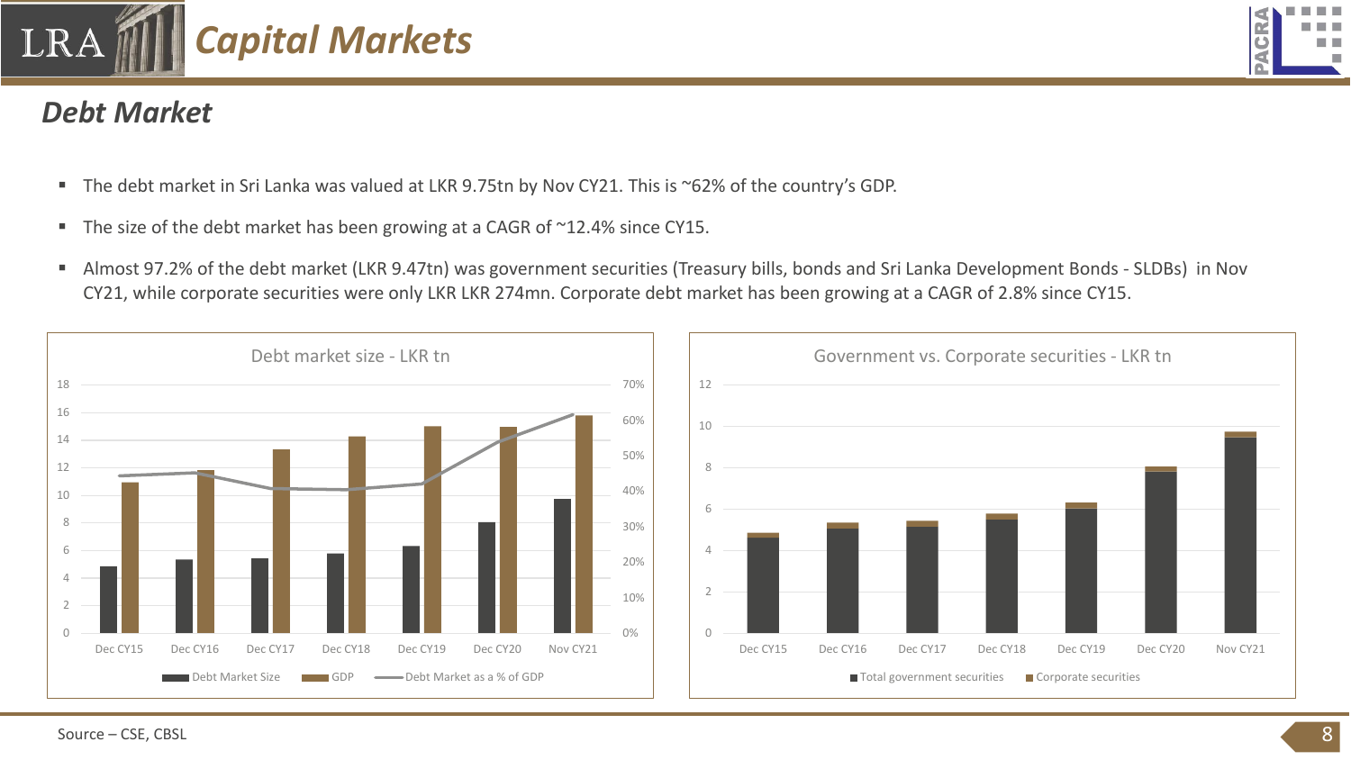# Capital Markets

## Debt Market

- The debt market in Sri Lanka was valued at LKR 9.75tn by Nov CY21. This is ~62% of the country's GDP.
- The size of the debt market has been growing at a CAGR of ~12.4% since CY15.
- Almost 97.2% of the debt market (LKR 9.47tn) was government securities (Treasury bills, bonds and Sri Lanka Development Bonds - SLDBs) in Nov CY21, while corporate securities were only LKR LKR 274mn. Corporate debt market has been growing at a CAGR of 2.8% since CY15.

Debt market size - LKR tn

Legend: Debt Market Size, GDP, Debt Market as a % of GDP

Government vs. Corporate securities - LKR tn

Legend: Total government securities, Corporate securities

Source – CSE, CBSL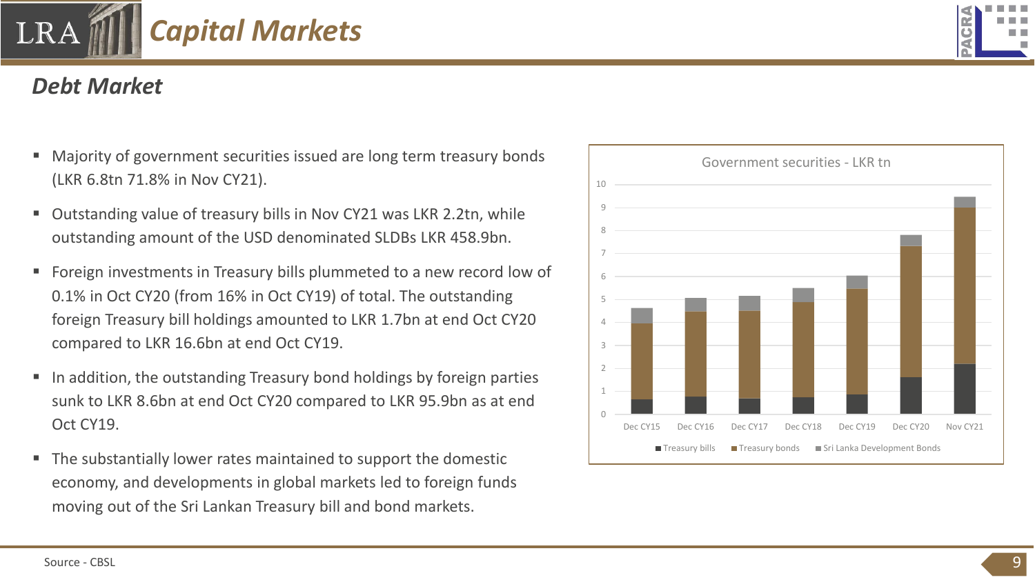# Capital Markets

## Debt Market

- Majority of government securities issued are long term treasury bonds (LKR 6.8tn 71.8% in Nov CY21).
- Outstanding value of treasury bills in Nov CY21 was LKR 2.2tn, while outstanding amount of the USD denominated SLDBs LKR 458.9bn.
- Foreign investments in Treasury bills plummeted to a new record low of 0.1% in Oct CY20 (from 16% in Oct CY19) of total. The outstanding foreign Treasury bill holdings amounted to LKR 1.7bn at end Oct CY20 compared to LKR 16.6bn at end Oct CY19.
- In addition, the outstanding Treasury bond holdings by foreign parties sunk to LKR 8.6bn at end Oct CY20 compared to LKR 95.9bn as at end Oct CY19.
- The substantially lower rates maintained to support the domestic economy, and developments in global markets led to foreign funds moving out of the Sri Lankan Treasury bill and bond markets.

Government securities - LKR tn

Legend: Treasury bills, Treasury bonds, Sri Lanka Development Bonds

Periods: Dec CY15, Dec CY16, Dec CY17, Dec CY18, Dec CY19, Dec CY20, Nov CY21

Source - CBSL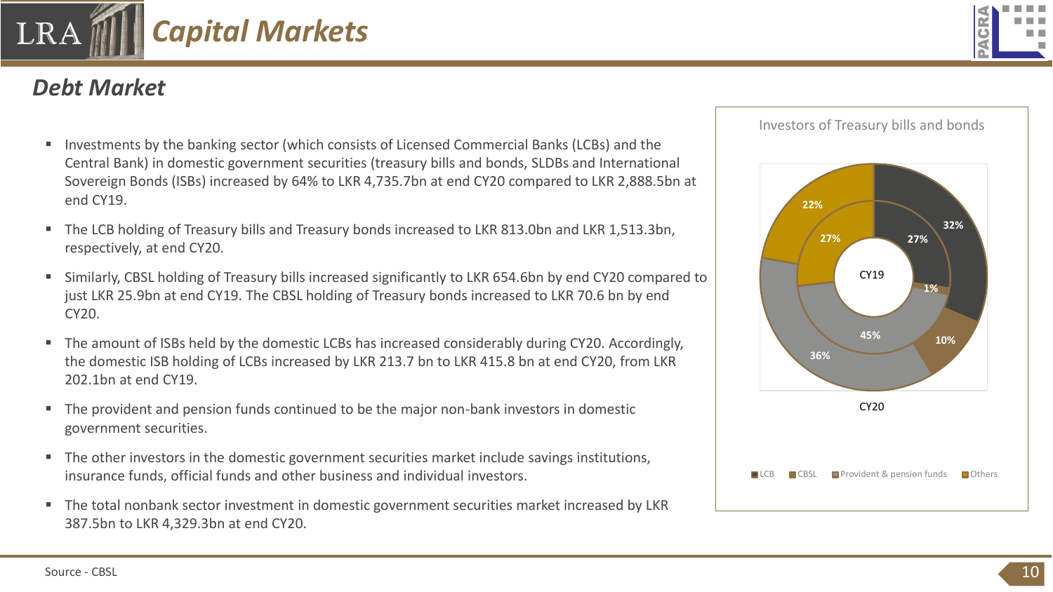# Capital Markets

## Debt Market

- Investments by the banking sector (which consists of Licensed Commercial Banks (LCBs) and the Central Bank) in domestic government securities (treasury bills and bonds, SLDBs and International Sovereign Bonds (ISBs) increased by 64% to LKR 4,735.7bn at end CY20 compared to LKR 2,888.5bn at end CY19.
- The LCB holding of Treasury bills and Treasury bonds increased to LKR 813.0bn and LKR 1,513.3bn, respectively, at end CY20.
- Similarly, CBSL holding of Treasury bills increased significantly to LKR 654.6bn by end CY20 compared to just LKR 25.9bn at end CY19. The CBSL holding of Treasury bonds increased to LKR 70.6 bn by end CY20.
- The amount of ISBs held by the domestic LCBs has increased considerably during CY20. Accordingly, the domestic ISB holding of LCBs increased by LKR 213.7 bn to LKR 415.8 bn at end CY20, from LKR 202.1bn at end CY19.
- The provident and pension funds continued to be the major non-bank investors in domestic government securities.
- The other investors in the domestic government securities market include savings institutions, insurance funds, official funds and other business and individual investors.
- The total nonbank sector investment in domestic government securities market increased by LKR 387.5bn to LKR 4,329.3bn at end CY20.

**Investors of Treasury bills and bonds**

| Investor | CY19 | CY20 |
|---|---|---|
| LCB | 27% | 32% |
| CBSL | 1% | 10% |
| Provident & pension funds | 45% | 36% |
| Others | 27% | 22% |

Source - CBSL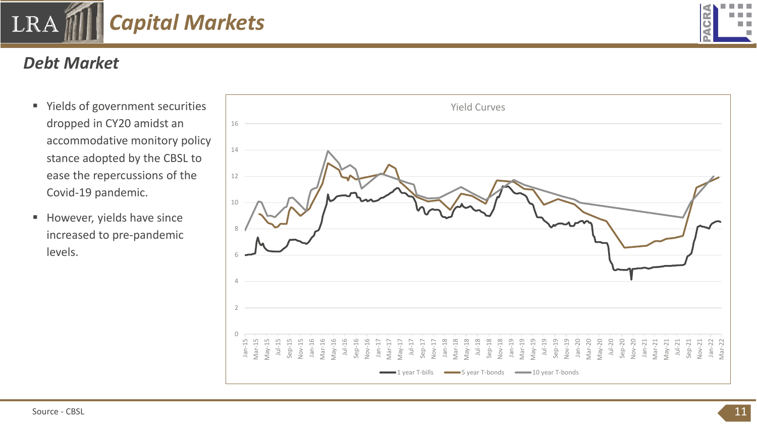# Capital Markets

## Debt Market

- Yields of government securities dropped in CY20 amidst an accommodative monitory policy stance adopted by the CBSL to ease the repercussions of the Covid-19 pandemic.
- However, yields have since increased to pre-pandemic levels.

Yield Curves

Source - CBSL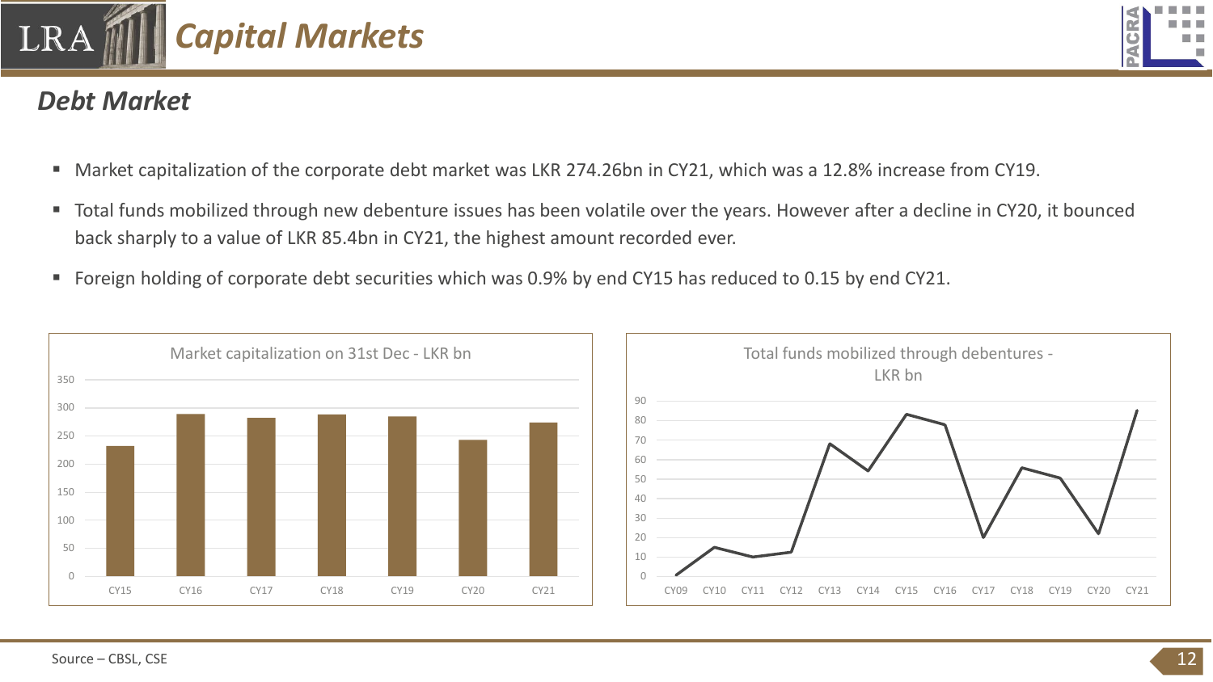# Capital Markets

## Debt Market

- Market capitalization of the corporate debt market was LKR 274.26bn in CY21, which was a 12.8% increase from CY19.
- Total funds mobilized through new debenture issues has been volatile over the years. However after a decline in CY20, it bounced back sharply to a value of LKR 85.4bn in CY21, the highest amount recorded ever.
- Foreign holding of corporate debt securities which was 0.9% by end CY15 has reduced to 0.15 by end CY21.

Market capitalization on 31st Dec - LKR bn

Total funds mobilized through debentures - LKR bn

Source – CBSL, CSE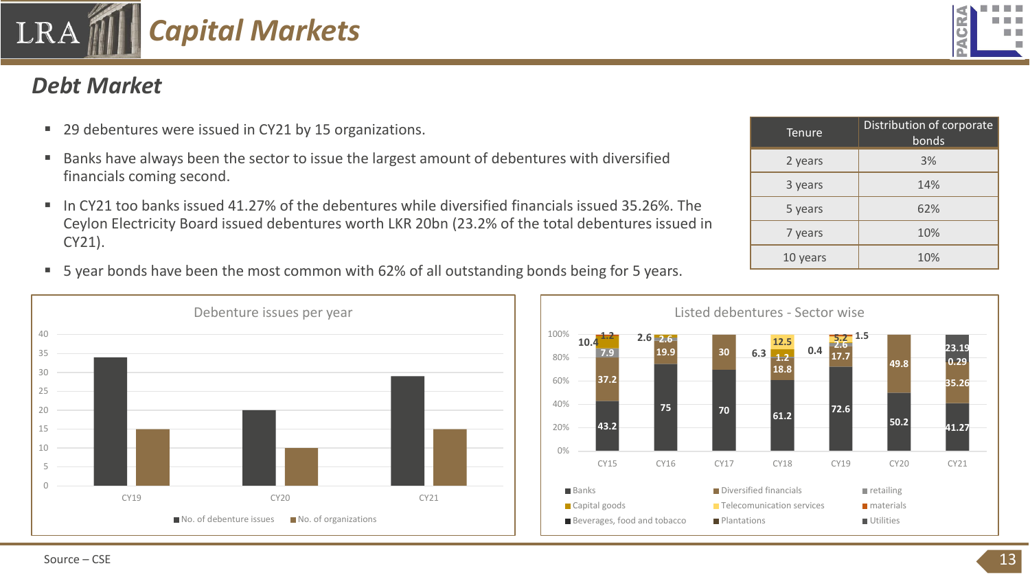# Capital Markets

## Debt Market

- 29 debentures were issued in CY21 by 15 organizations.
- Banks have always been the sector to issue the largest amount of debentures with diversified financials coming second.
- In CY21 too banks issued 41.27% of the debentures while diversified financials issued 35.26%. The Ceylon Electricity Board issued debentures worth LKR 20bn (23.2% of the total debentures issued in CY21).
- 5 year bonds have been the most common with 62% of all outstanding bonds being for 5 years.

| Tenure | Distribution of corporate bonds |
|---|---|
| 2 years | 3% |
| 3 years | 14% |
| 5 years | 62% |
| 7 years | 10% |
| 10 years | 10% |

**Debenture issues per year**

| | No. of debenture issues | No. of organizations |
|---|---|---|
| CY19 | 34 | 15 |
| CY20 | 20 | 10 |
| CY21 | 29 | 15 |

**Listed debentures - Sector wise**

| Year | Values (%) |
|---|---|
| CY15 | 43.2, 37.2, 7.9, 10.4, 1.2 |
| CY16 | 75, 19.9, 2.6, 2.6 |
| CY17 | 70, 30 |
| CY18 | 61.2, 18.8, 1.2, 6.3, 12.5 |
| CY19 | 72.6, 17.7, 0.4, 2.6, 5.2, 1.5 |
| CY20 | 50.2, 49.8 |
| CY21 | 41.27, 35.26, 0.29, 23.19 |

Legend: Banks, Diversified financials, retailing, Capital goods, Telecomunication services, materials, Beverages, food and tobacco, Plantations, Utilities

Source – CSE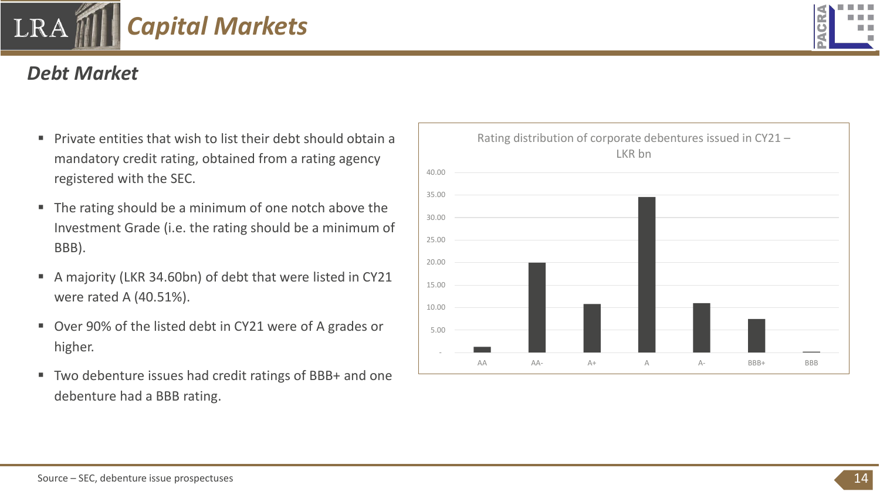# Capital Markets

## Debt Market

- Private entities that wish to list their debt should obtain a mandatory credit rating, obtained from a rating agency registered with the SEC.
- The rating should be a minimum of one notch above the Investment Grade (i.e. the rating should be a minimum of BBB).
- A majority (LKR 34.60bn) of debt that were listed in CY21 were rated A (40.51%).
- Over 90% of the listed debt in CY21 were of A grades or higher.
- Two debenture issues had credit ratings of BBB+ and one debenture had a BBB rating.

Rating distribution of corporate debentures issued in CY21 – LKR bn

Source – SEC, debenture issue prospectuses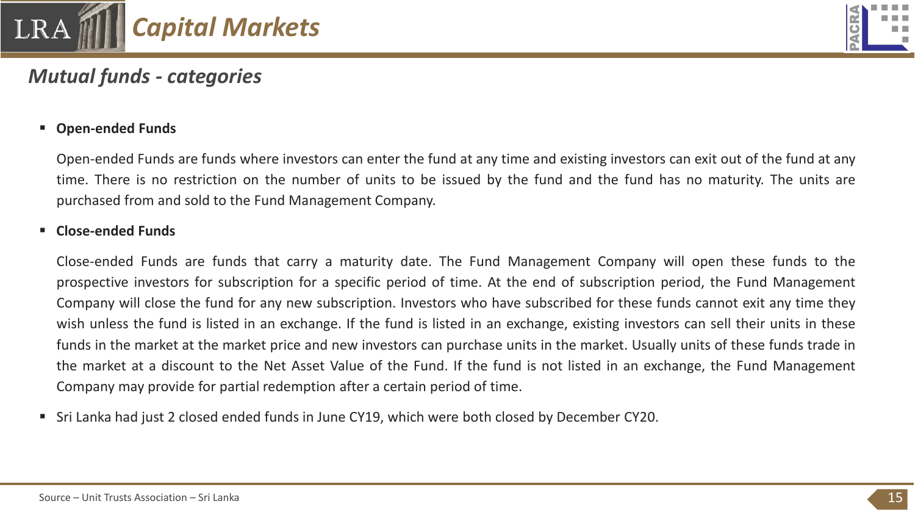## Mutual funds - categories

- **Open-ended Funds**

  Open-ended Funds are funds where investors can enter the fund at any time and existing investors can exit out of the fund at any time. There is no restriction on the number of units to be issued by the fund and the fund has no maturity. The units are purchased from and sold to the Fund Management Company.

- **Close-ended Funds**

  Close-ended Funds are funds that carry a maturity date. The Fund Management Company will open these funds to the prospective investors for subscription for a specific period of time. At the end of subscription period, the Fund Management Company will close the fund for any new subscription. Investors who have subscribed for these funds cannot exit any time they wish unless the fund is listed in an exchange. If the fund is listed in an exchange, existing investors can sell their units in these funds in the market at the market price and new investors can purchase units in the market. Usually units of these funds trade in the market at a discount to the Net Asset Value of the Fund. If the fund is not listed in an exchange, the Fund Management Company may provide for partial redemption after a certain period of time.

- Sri Lanka had just 2 closed ended funds in June CY19, which were both closed by December CY20.

Source – Unit Trusts Association – Sri Lanka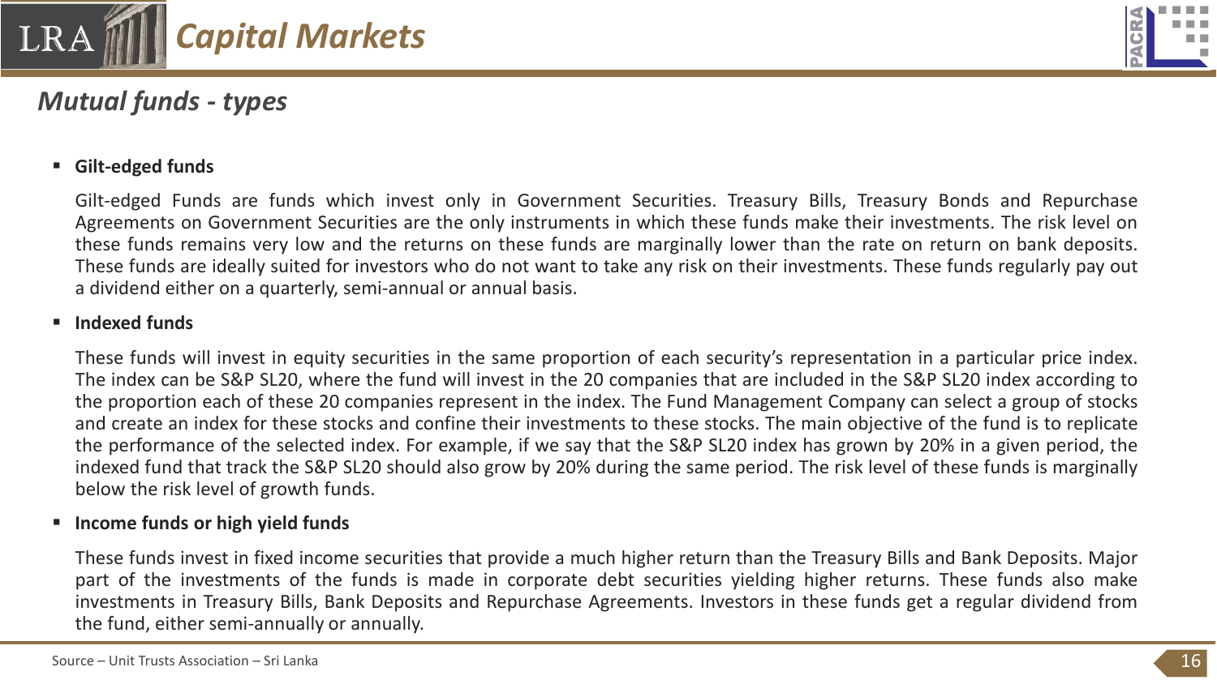# Capital Markets

## *Mutual funds - types*

- **Gilt-edged funds**

  Gilt-edged Funds are funds which invest only in Government Securities. Treasury Bills, Treasury Bonds and Repurchase Agreements on Government Securities are the only instruments in which these funds make their investments. The risk level on these funds remains very low and the returns on these funds are marginally lower than the rate on return on bank deposits. These funds are ideally suited for investors who do not want to take any risk on their investments. These funds regularly pay out a dividend either on a quarterly, semi-annual or annual basis.

- **Indexed funds**

  These funds will invest in equity securities in the same proportion of each security's representation in a particular price index. The index can be S&P SL20, where the fund will invest in the 20 companies that are included in the S&P SL20 index according to the proportion each of these 20 companies represent in the index. The Fund Management Company can select a group of stocks and create an index for these stocks and confine their investments to these stocks. The main objective of the fund is to replicate the performance of the selected index. For example, if we say that the S&P SL20 index has grown by 20% in a given period, the indexed fund that track the S&P SL20 should also grow by 20% during the same period. The risk level of these funds is marginally below the risk level of growth funds.

- **Income funds or high yield funds**

  These funds invest in fixed income securities that provide a much higher return than the Treasury Bills and Bank Deposits. Major part of the investments of the funds is made in corporate debt securities yielding higher returns. These funds also make investments in Treasury Bills, Bank Deposits and Repurchase Agreements. Investors in these funds get a regular dividend from the fund, either semi-annually or annually.

Source – Unit Trusts Association – Sri Lanka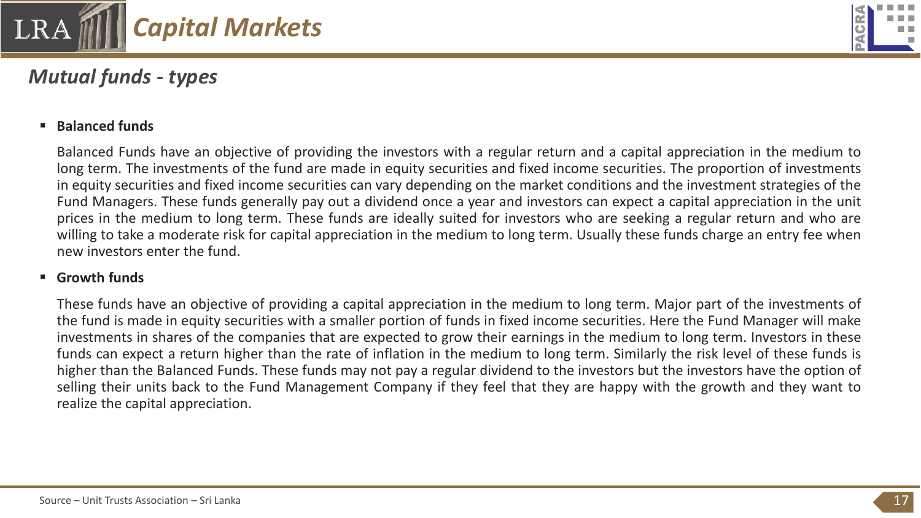## Mutual funds - types

- **Balanced funds**

  Balanced Funds have an objective of providing the investors with a regular return and a capital appreciation in the medium to long term. The investments of the fund are made in equity securities and fixed income securities. The proportion of investments in equity securities and fixed income securities can vary depending on the market conditions and the investment strategies of the Fund Managers. These funds generally pay out a dividend once a year and investors can expect a capital appreciation in the unit prices in the medium to long term. These funds are ideally suited for investors who are seeking a regular return and who are willing to take a moderate risk for capital appreciation in the medium to long term. Usually these funds charge an entry fee when new investors enter the fund.

- **Growth funds**

  These funds have an objective of providing a capital appreciation in the medium to long term. Major part of the investments of the fund is made in equity securities with a smaller portion of funds in fixed income securities. Here the Fund Manager will make investments in shares of the companies that are expected to grow their earnings in the medium to long term. Investors in these funds can expect a return higher than the rate of inflation in the medium to long term. Similarly the risk level of these funds is higher than the Balanced Funds. These funds may not pay a regular dividend to the investors but the investors have the option of selling their units back to the Fund Management Company if they feel that they are happy with the growth and they want to realize the capital appreciation.

Source – Unit Trusts Association – Sri Lanka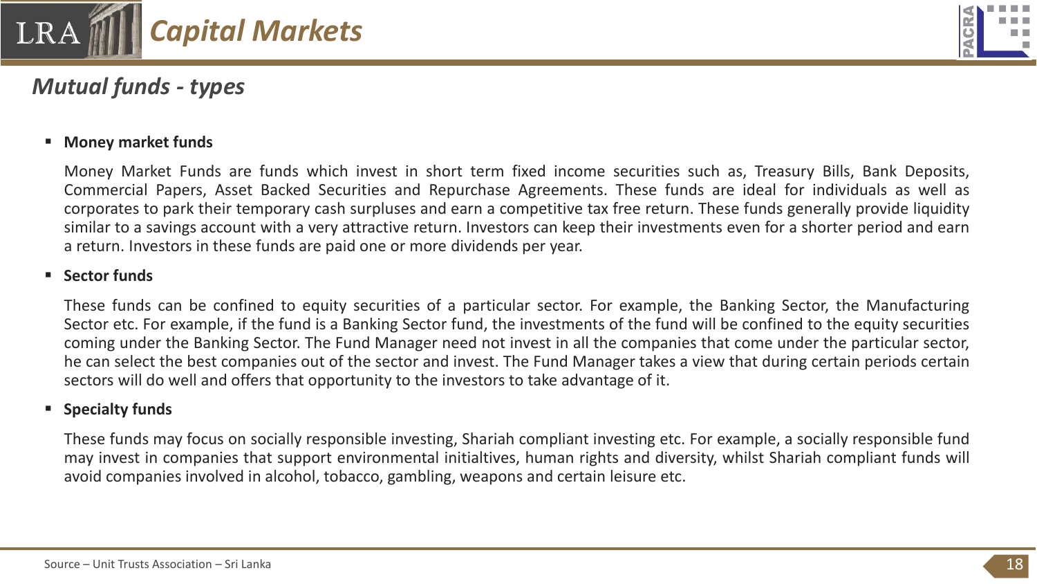# Capital Markets

## Mutual funds - types

- **Money market funds**

  Money Market Funds are funds which invest in short term fixed income securities such as, Treasury Bills, Bank Deposits, Commercial Papers, Asset Backed Securities and Repurchase Agreements. These funds are ideal for individuals as well as corporates to park their temporary cash surpluses and earn a competitive tax free return. These funds generally provide liquidity similar to a savings account with a very attractive return. Investors can keep their investments even for a shorter period and earn a return. Investors in these funds are paid one or more dividends per year.

- **Sector funds**

  These funds can be confined to equity securities of a particular sector. For example, the Banking Sector, the Manufacturing Sector etc. For example, if the fund is a Banking Sector fund, the investments of the fund will be confined to the equity securities coming under the Banking Sector. The Fund Manager need not invest in all the companies that come under the particular sector, he can select the best companies out of the sector and invest. The Fund Manager takes a view that during certain periods certain sectors will do well and offers that opportunity to the investors to take advantage of it.

- **Specialty funds**

  These funds may focus on socially responsible investing, Shariah compliant investing etc. For example, a socially responsible fund may invest in companies that support environmental initialtives, human rights and diversity, whilst Shariah compliant funds will avoid companies involved in alcohol, tobacco, gambling, weapons and certain leisure etc.

Source – Unit Trusts Association – Sri Lanka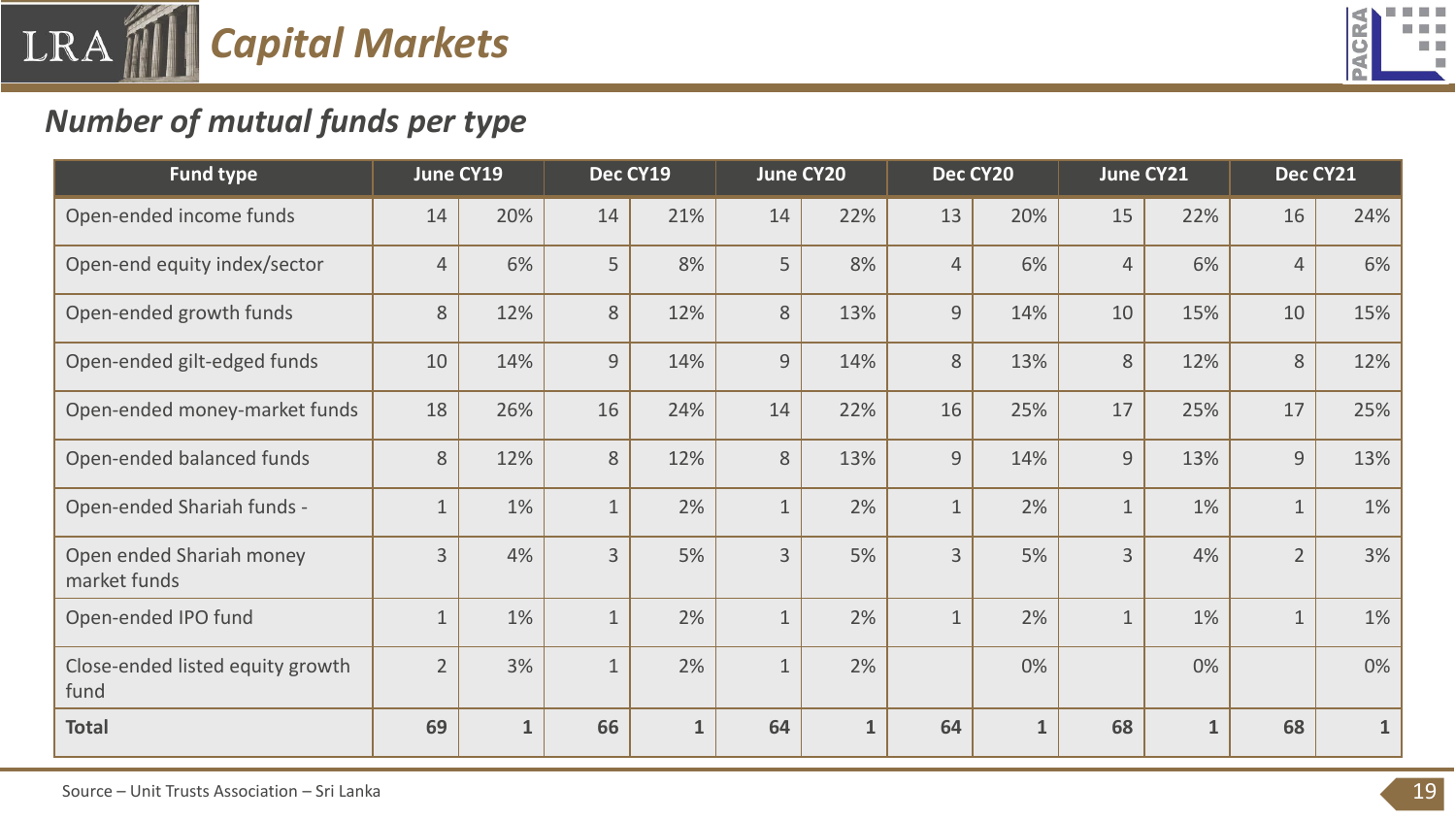# Capital Markets

## *Number of mutual funds per type*

| Fund type | June CY19 | | Dec CY19 | | June CY20 | | Dec CY20 | | June CY21 | | Dec CY21 | |
|---|---|---|---|---|---|---|---|---|---|---|---|---|
| Open-ended income funds | 14 | 20% | 14 | 21% | 14 | 22% | 13 | 20% | 15 | 22% | 16 | 24% |
| Open-end equity index/sector | 4 | 6% | 5 | 8% | 5 | 8% | 4 | 6% | 4 | 6% | 4 | 6% |
| Open-ended growth funds | 8 | 12% | 8 | 12% | 8 | 13% | 9 | 14% | 10 | 15% | 10 | 15% |
| Open-ended gilt-edged funds | 10 | 14% | 9 | 14% | 9 | 14% | 8 | 13% | 8 | 12% | 8 | 12% |
| Open-ended money-market funds | 18 | 26% | 16 | 24% | 14 | 22% | 16 | 25% | 17 | 25% | 17 | 25% |
| Open-ended balanced funds | 8 | 12% | 8 | 12% | 8 | 13% | 9 | 14% | 9 | 13% | 9 | 13% |
| Open-ended Shariah funds - | 1 | 1% | 1 | 2% | 1 | 2% | 1 | 2% | 1 | 1% | 1 | 1% |
| Open ended Shariah money market funds | 3 | 4% | 3 | 5% | 3 | 5% | 3 | 5% | 3 | 4% | 2 | 3% |
| Open-ended IPO fund | 1 | 1% | 1 | 2% | 1 | 2% | 1 | 2% | 1 | 1% | 1 | 1% |
| Close-ended listed equity growth fund | 2 | 3% | 1 | 2% | 1 | 2% | | 0% | | 0% | | 0% |
| **Total** | **69** | **1** | **66** | **1** | **64** | **1** | **64** | **1** | **68** | **1** | **68** | **1** |

Source – Unit Trusts Association – Sri Lanka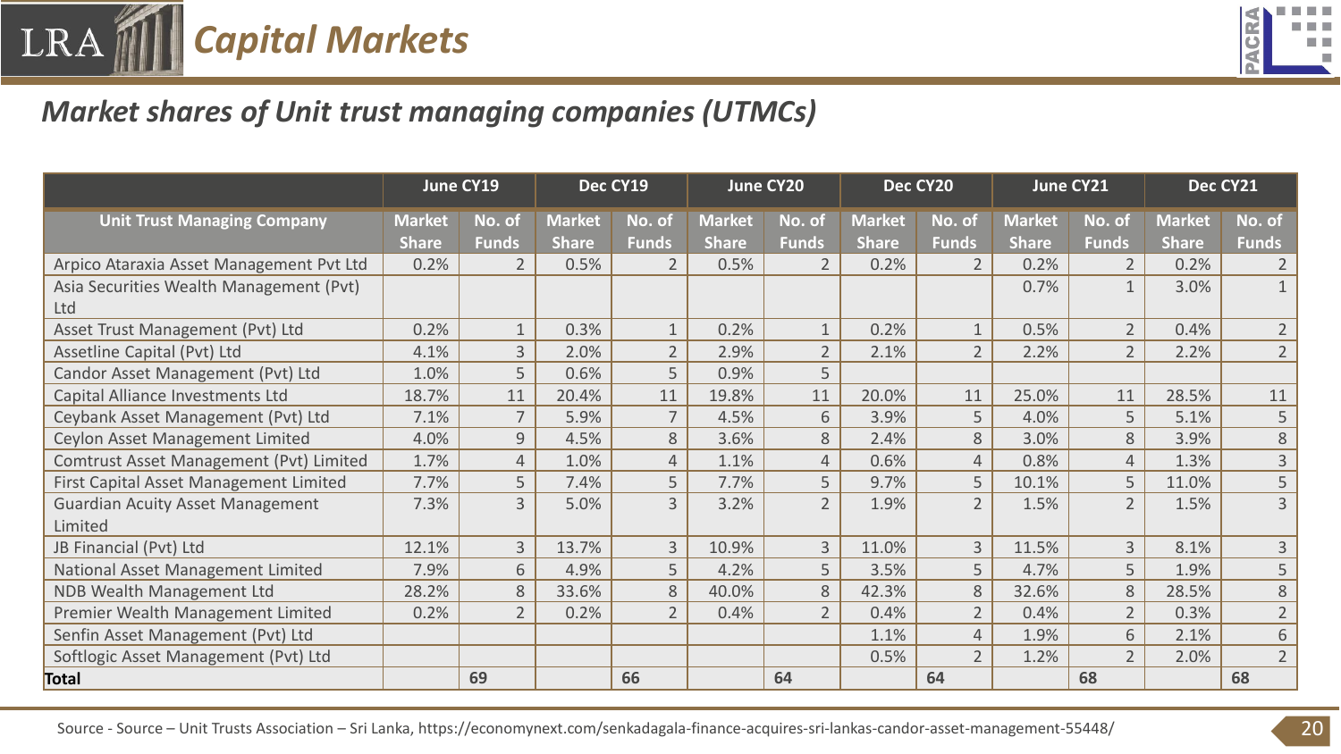## Capital Markets

### Market shares of Unit trust managing companies (UTMCs)

| | June CY19 | | Dec CY19 | | June CY20 | | Dec CY20 | | June CY21 | | Dec CY21 | |
|---|---|---|---|---|---|---|---|---|---|---|---|---|
| **Unit Trust Managing Company** | **Market Share** | **No. of Funds** | **Market Share** | **No. of Funds** | **Market Share** | **No. of Funds** | **Market Share** | **No. of Funds** | **Market Share** | **No. of Funds** | **Market Share** | **No. of Funds** |
| Arpico Ataraxia Asset Management Pvt Ltd | 0.2% | 2 | 0.5% | 2 | 0.5% | 2 | 0.2% | 2 | 0.2% | 2 | 0.2% | 2 |
| Asia Securities Wealth Management (Pvt) Ltd | | | | | | | | | 0.7% | 1 | 3.0% | 1 |
| Asset Trust Management (Pvt) Ltd | 0.2% | 1 | 0.3% | 1 | 0.2% | 1 | 0.2% | 1 | 0.5% | 2 | 0.4% | 2 |
| Assetline Capital (Pvt) Ltd | 4.1% | 3 | 2.0% | 2 | 2.9% | 2 | 2.1% | 2 | 2.2% | 2 | 2.2% | 2 |
| Candor Asset Management (Pvt) Ltd | 1.0% | 5 | 0.6% | 5 | 0.9% | 5 | | | | | | |
| Capital Alliance Investments Ltd | 18.7% | 11 | 20.4% | 11 | 19.8% | 11 | 20.0% | 11 | 25.0% | 11 | 28.5% | 11 |
| Ceybank Asset Management (Pvt) Ltd | 7.1% | 7 | 5.9% | 7 | 4.5% | 6 | 3.9% | 5 | 4.0% | 5 | 5.1% | 5 |
| Ceylon Asset Management Limited | 4.0% | 9 | 4.5% | 8 | 3.6% | 8 | 2.4% | 8 | 3.0% | 8 | 3.9% | 8 |
| Comtrust Asset Management (Pvt) Limited | 1.7% | 4 | 1.0% | 4 | 1.1% | 4 | 0.6% | 4 | 0.8% | 4 | 1.3% | 3 |
| First Capital Asset Management Limited | 7.7% | 5 | 7.4% | 5 | 7.7% | 5 | 9.7% | 5 | 10.1% | 5 | 11.0% | 5 |
| Guardian Acuity Asset Management Limited | 7.3% | 3 | 5.0% | 3 | 3.2% | 2 | 1.9% | 2 | 1.5% | 2 | 1.5% | 3 |
| JB Financial (Pvt) Ltd | 12.1% | 3 | 13.7% | 3 | 10.9% | 3 | 11.0% | 3 | 11.5% | 3 | 8.1% | 3 |
| National Asset Management Limited | 7.9% | 6 | 4.9% | 5 | 4.2% | 5 | 3.5% | 5 | 4.7% | 5 | 1.9% | 5 |
| NDB Wealth Management Ltd | 28.2% | 8 | 33.6% | 8 | 40.0% | 8 | 42.3% | 8 | 32.6% | 8 | 28.5% | 8 |
| Premier Wealth Management Limited | 0.2% | 2 | 0.2% | 2 | 0.4% | 2 | 0.4% | 2 | 0.4% | 2 | 0.3% | 2 |
| Senfin Asset Management (Pvt) Ltd | | | | | | | 1.1% | 4 | 1.9% | 6 | 2.1% | 6 |
| Softlogic Asset Management (Pvt) Ltd | | | | | | | 0.5% | 2 | 1.2% | 2 | 2.0% | 2 |
| **Total** | | **69** | | **66** | | **64** | | **64** | | **68** | | **68** |

Source - Source – Unit Trusts Association – Sri Lanka, https://economynext.com/senkadagala-finance-acquires-sri-lankas-candor-asset-management-55448/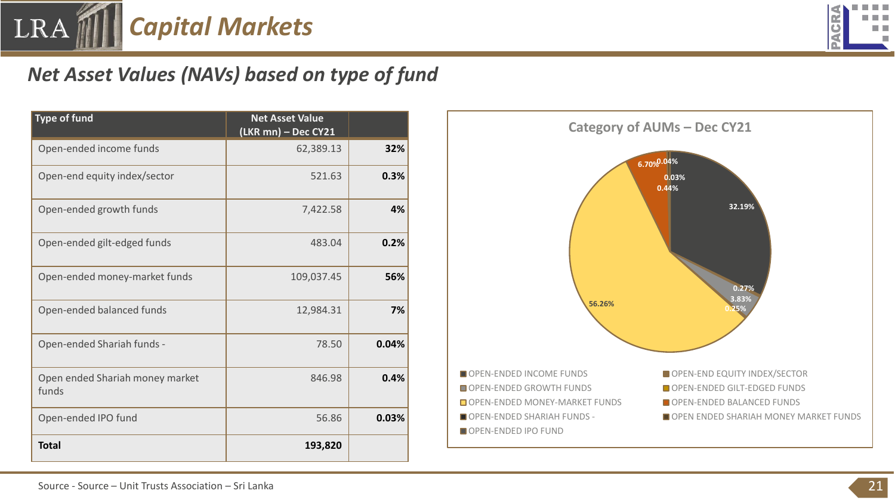## Capital Markets

### Net Asset Values (NAVs) based on type of fund

| Type of fund | Net Asset Value (LKR mn) – Dec CY21 | |
|---|---|---|
| Open-ended income funds | 62,389.13 | **32%** |
| Open-end equity index/sector | 521.63 | **0.3%** |
| Open-ended growth funds | 7,422.58 | **4%** |
| Open-ended gilt-edged funds | 483.04 | **0.2%** |
| Open-ended money-market funds | 109,037.45 | **56%** |
| Open-ended balanced funds | 12,984.31 | **7%** |
| Open-ended Shariah funds - | 78.50 | **0.04%** |
| Open ended Shariah money market funds | 846.98 | **0.4%** |
| Open-ended IPO fund | 56.86 | **0.03%** |
| **Total** | **193,820** | |

**Category of AUMs – Dec CY21**

| Category | Share |
|---|---|
| OPEN-ENDED INCOME FUNDS | 32.19% |
| OPEN-END EQUITY INDEX/SECTOR | 0.27% |
| OPEN-ENDED GROWTH FUNDS | 3.83% |
| OPEN-ENDED GILT-EDGED FUNDS | 0.25% |
| OPEN-ENDED MONEY-MARKET FUNDS | 56.26% |
| OPEN-ENDED BALANCED FUNDS | 6.70% |
| OPEN-ENDED SHARIAH FUNDS - | 0.04% |
| OPEN ENDED SHARIAH MONEY MARKET FUNDS | 0.44% |
| OPEN-ENDED IPO FUND | 0.03% |

Source - Source – Unit Trusts Association – Sri Lanka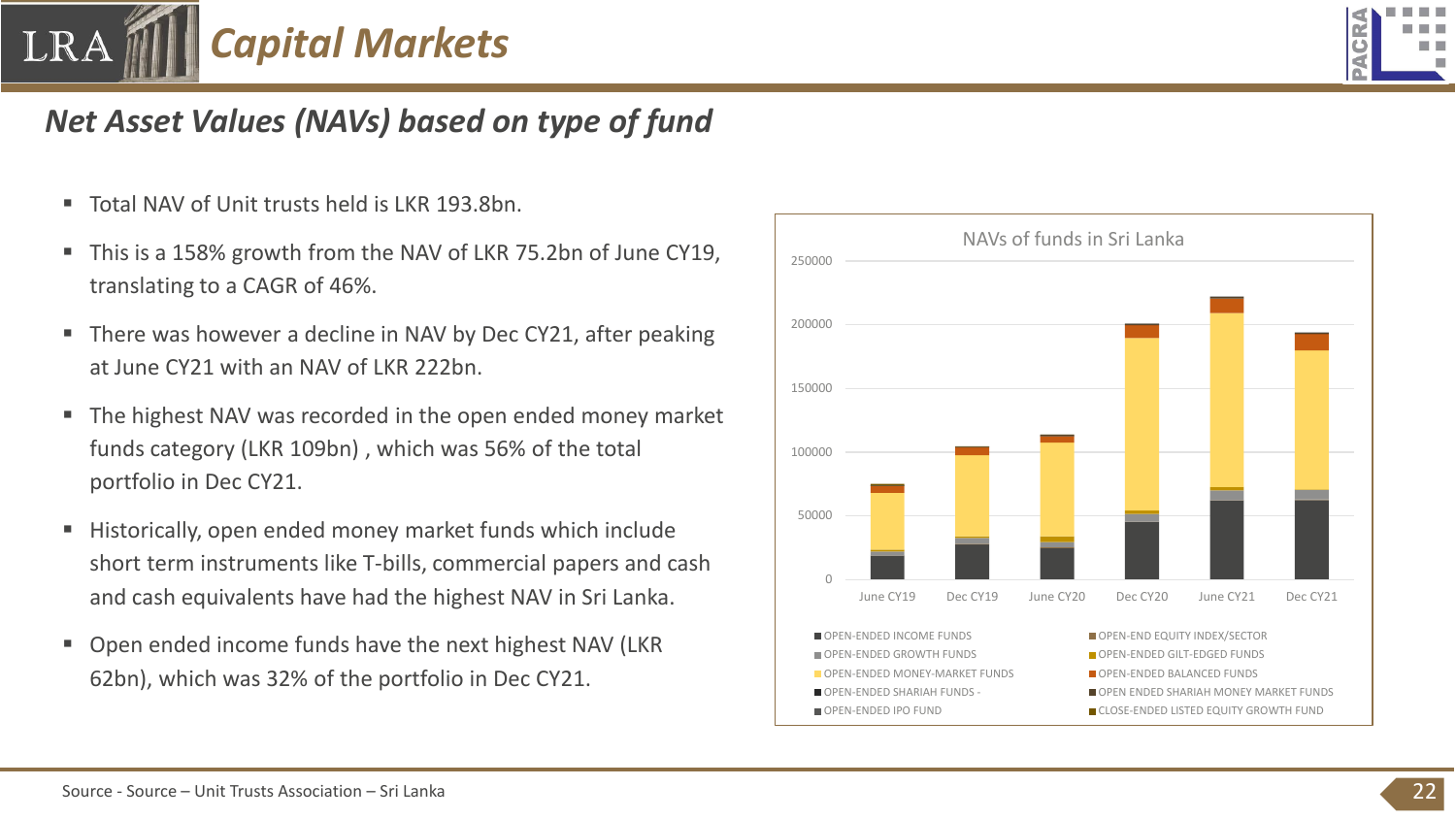# Capital Markets

## Net Asset Values (NAVs) based on type of fund

- Total NAV of Unit trusts held is LKR 193.8bn.
- This is a 158% growth from the NAV of LKR 75.2bn of June CY19, translating to a CAGR of 46%.
- There was however a decline in NAV by Dec CY21, after peaking at June CY21 with an NAV of LKR 222bn.
- The highest NAV was recorded in the open ended money market funds category (LKR 109bn) , which was 56% of the total portfolio in Dec CY21.
- Historically, open ended money market funds which include short term instruments like T-bills, commercial papers and cash and cash equivalents have had the highest NAV in Sri Lanka.
- Open ended income funds have the next highest NAV (LKR 62bn), which was 32% of the portfolio in Dec CY21.

NAVs of funds in Sri Lanka

Legend: OPEN-ENDED INCOME FUNDS; OPEN-END EQUITY INDEX/SECTOR; OPEN-ENDED GROWTH FUNDS; OPEN-ENDED GILT-EDGED FUNDS; OPEN-ENDED MONEY-MARKET FUNDS; OPEN-ENDED BALANCED FUNDS; OPEN-ENDED SHARIAH FUNDS -; OPEN ENDED SHARIAH MONEY MARKET FUNDS; OPEN-ENDED IPO FUND; CLOSE-ENDED LISTED EQUITY GROWTH FUND

Source - Source – Unit Trusts Association – Sri Lanka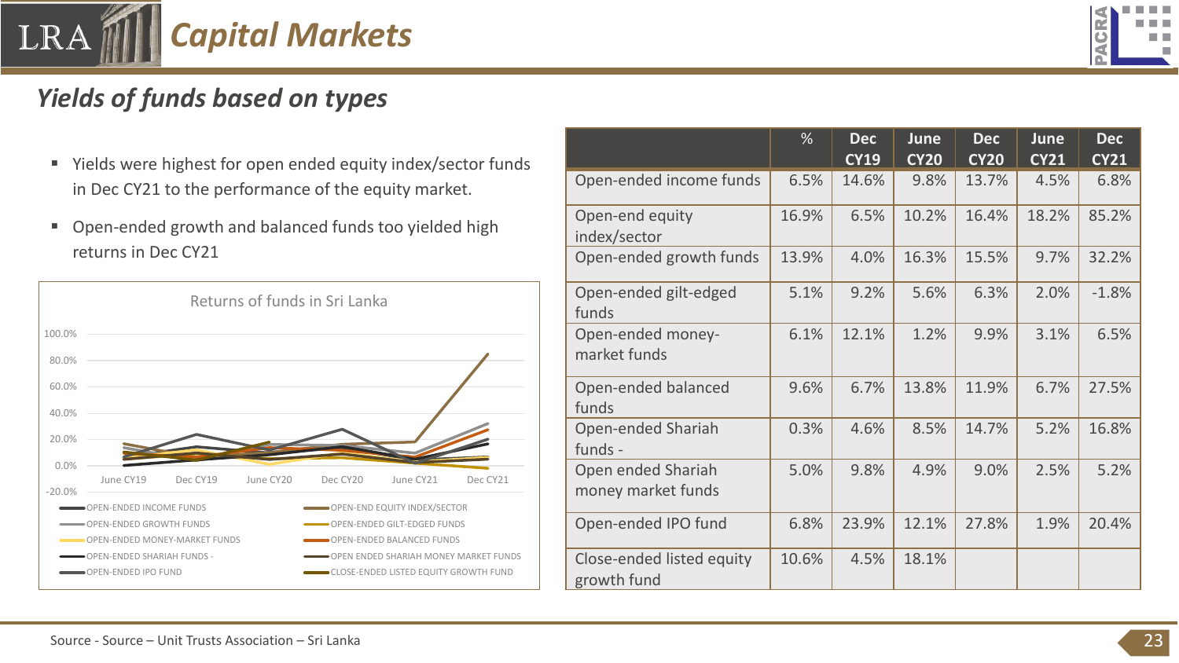# Capital Markets

## Yields of funds based on types

- Yields were highest for open ended equity index/sector funds in Dec CY21 to the performance of the equity market.
- Open-ended growth and balanced funds too yielded high returns in Dec CY21

Returns of funds in Sri Lanka

| | % | Dec CY19 | June CY20 | Dec CY20 | June CY21 | Dec CY21 |
|---|---|---|---|---|---|---|
| Open-ended income funds | 6.5% | 14.6% | 9.8% | 13.7% | 4.5% | 6.8% |
| Open-end equity index/sector | 16.9% | 6.5% | 10.2% | 16.4% | 18.2% | 85.2% |
| Open-ended growth funds | 13.9% | 4.0% | 16.3% | 15.5% | 9.7% | 32.2% |
| Open-ended gilt-edged funds | 5.1% | 9.2% | 5.6% | 6.3% | 2.0% | -1.8% |
| Open-ended money-market funds | 6.1% | 12.1% | 1.2% | 9.9% | 3.1% | 6.5% |
| Open-ended balanced funds | 9.6% | 6.7% | 13.8% | 11.9% | 6.7% | 27.5% |
| Open-ended Shariah funds - | 0.3% | 4.6% | 8.5% | 14.7% | 5.2% | 16.8% |
| Open ended Shariah money market funds | 5.0% | 9.8% | 4.9% | 9.0% | 2.5% | 5.2% |
| Open-ended IPO fund | 6.8% | 23.9% | 12.1% | 27.8% | 1.9% | 20.4% |
| Close-ended listed equity growth fund | 10.6% | 4.5% | 18.1% | | | |

Source - Source – Unit Trusts Association – Sri Lanka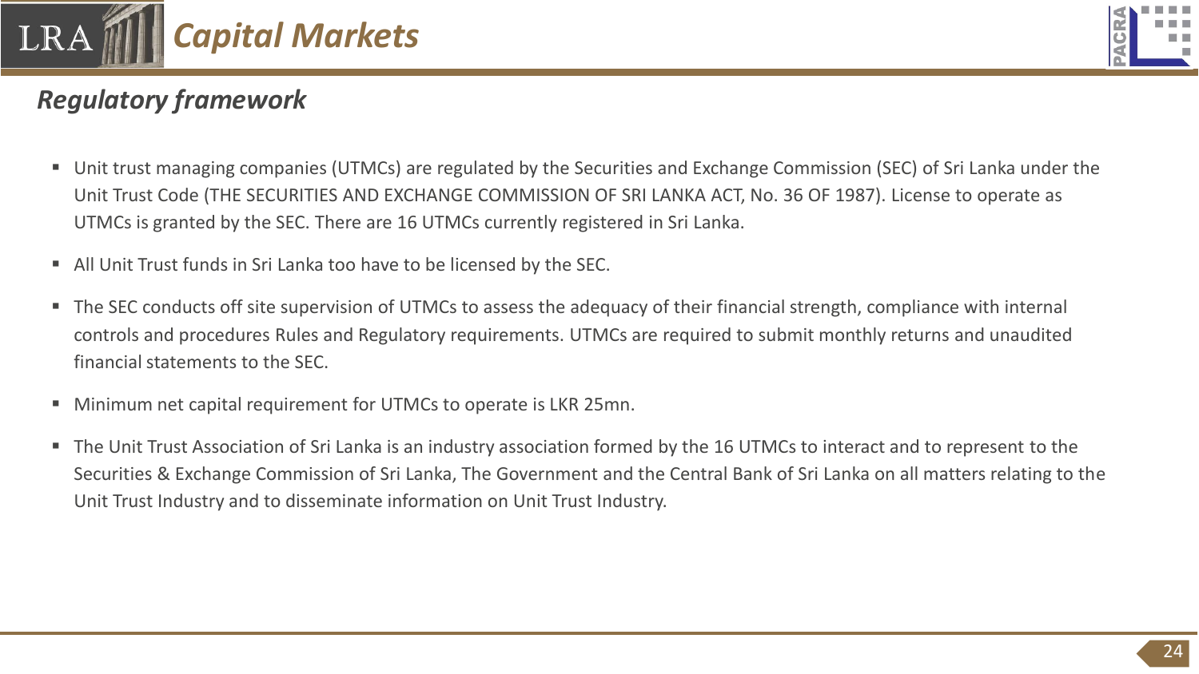# Capital Markets

## *Regulatory framework*

- Unit trust managing companies (UTMCs) are regulated by the Securities and Exchange Commission (SEC) of Sri Lanka under the Unit Trust Code (THE SECURITIES AND EXCHANGE COMMISSION OF SRI LANKA ACT, No. 36 OF 1987). License to operate as UTMCs is granted by the SEC. There are 16 UTMCs currently registered in Sri Lanka.
- All Unit Trust funds in Sri Lanka too have to be licensed by the SEC.
- The SEC conducts off site supervision of UTMCs to assess the adequacy of their financial strength, compliance with internal controls and procedures Rules and Regulatory requirements. UTMCs are required to submit monthly returns and unaudited financial statements to the SEC.
- Minimum net capital requirement for UTMCs to operate is LKR 25mn.
- The Unit Trust Association of Sri Lanka is an industry association formed by the 16 UTMCs to interact and to represent to the Securities & Exchange Commission of Sri Lanka, The Government and the Central Bank of Sri Lanka on all matters relating to the Unit Trust Industry and to disseminate information on Unit Trust Industry.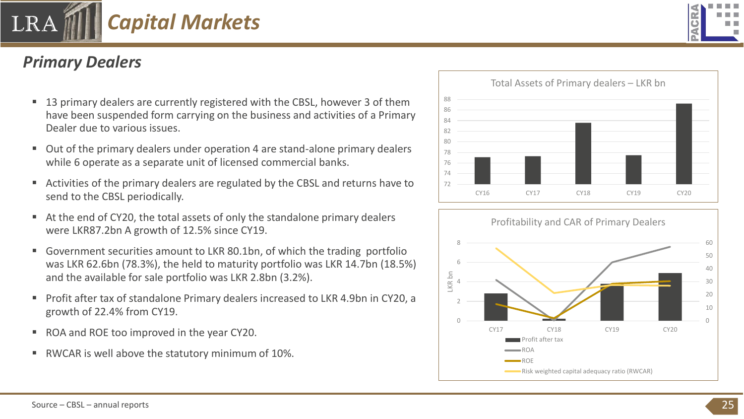# Capital Markets

## Primary Dealers

- 13 primary dealers are currently registered with the CBSL, however 3 of them have been suspended form carrying on the business and activities of a Primary Dealer due to various issues.
- Out of the primary dealers under operation 4 are stand-alone primary dealers while 6 operate as a separate unit of licensed commercial banks.
- Activities of the primary dealers are regulated by the CBSL and returns have to send to the CBSL periodically.
- At the end of CY20, the total assets of only the standalone primary dealers were LKR87.2bn A growth of 12.5% since CY19.
- Government securities amount to LKR 80.1bn, of which the trading portfolio was LKR 62.6bn (78.3%), the held to maturity portfolio was LKR 14.7bn (18.5%) and the available for sale portfolio was LKR 2.8bn (3.2%).
- Profit after tax of standalone Primary dealers increased to LKR 4.9bn in CY20, a growth of 22.4% from CY19.
- ROA and ROE too improved in the year CY20.
- RWCAR is well above the statutory minimum of 10%.

**Total Assets of Primary dealers – LKR bn**

**Profitability and CAR of Primary Dealers**

Source – CBSL – annual reports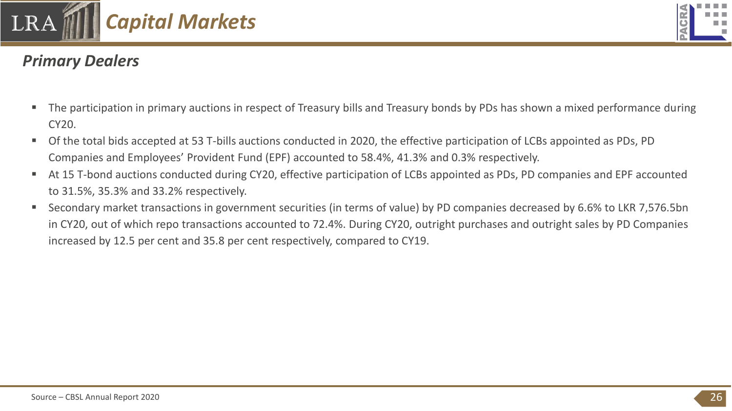## Capital Markets

### *Primary Dealers*

- The participation in primary auctions in respect of Treasury bills and Treasury bonds by PDs has shown a mixed performance during CY20.
- Of the total bids accepted at 53 T-bills auctions conducted in 2020, the effective participation of LCBs appointed as PDs, PD Companies and Employees' Provident Fund (EPF) accounted to 58.4%, 41.3% and 0.3% respectively.
- At 15 T-bond auctions conducted during CY20, effective participation of LCBs appointed as PDs, PD companies and EPF accounted to 31.5%, 35.3% and 33.2% respectively.
- Secondary market transactions in government securities (in terms of value) by PD companies decreased by 6.6% to LKR 7,576.5bn in CY20, out of which repo transactions accounted to 72.4%. During CY20, outright purchases and outright sales by PD Companies increased by 12.5 per cent and 35.8 per cent respectively, compared to CY19.

Source – CBSL Annual Report 2020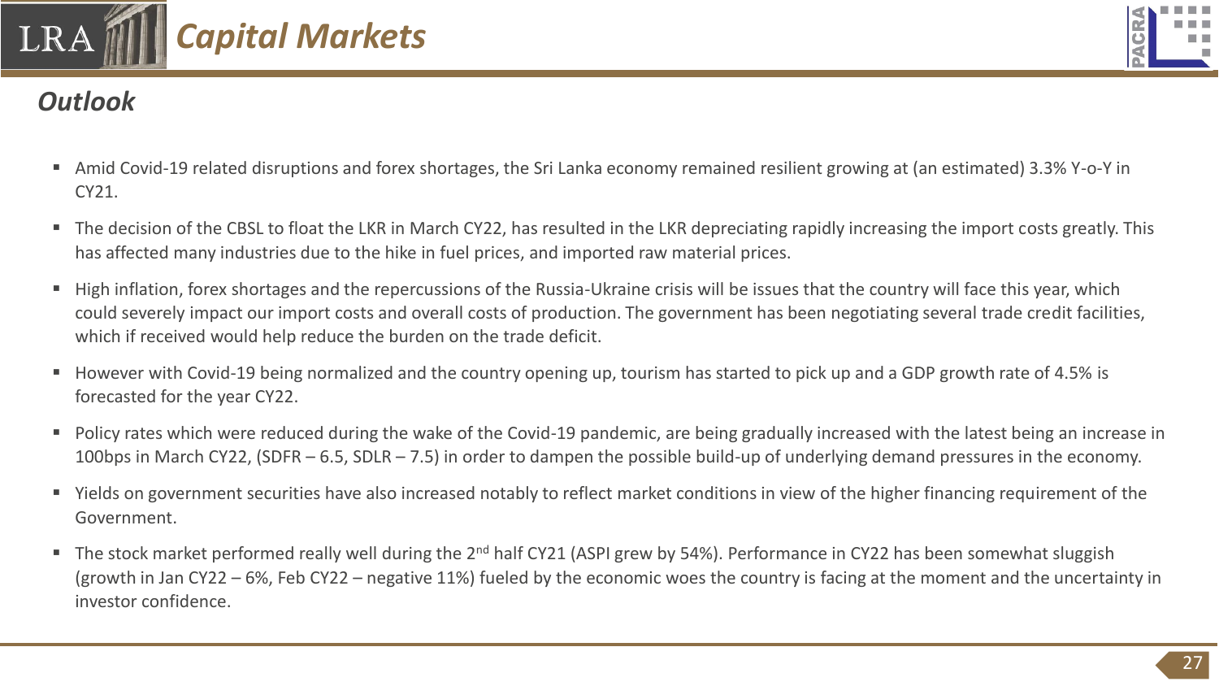# Capital Markets

## *Outlook*

- Amid Covid-19 related disruptions and forex shortages, the Sri Lanka economy remained resilient growing at (an estimated) 3.3% Y-o-Y in CY21.
- The decision of the CBSL to float the LKR in March CY22, has resulted in the LKR depreciating rapidly increasing the import costs greatly. This has affected many industries due to the hike in fuel prices, and imported raw material prices.
- High inflation, forex shortages and the repercussions of the Russia-Ukraine crisis will be issues that the country will face this year, which could severely impact our import costs and overall costs of production. The government has been negotiating several trade credit facilities, which if received would help reduce the burden on the trade deficit.
- However with Covid-19 being normalized and the country opening up, tourism has started to pick up and a GDP growth rate of 4.5% is forecasted for the year CY22.
- Policy rates which were reduced during the wake of the Covid-19 pandemic, are being gradually increased with the latest being an increase in 100bps in March CY22, (SDFR – 6.5, SDLR – 7.5) in order to dampen the possible build-up of underlying demand pressures in the economy.
- Yields on government securities have also increased notably to reflect market conditions in view of the higher financing requirement of the Government.
- The stock market performed really well during the 2nd half CY21 (ASPI grew by 54%). Performance in CY22 has been somewhat sluggish (growth in Jan CY22 – 6%, Feb CY22 – negative 11%) fueled by the economic woes the country is facing at the moment and the uncertainty in investor confidence.